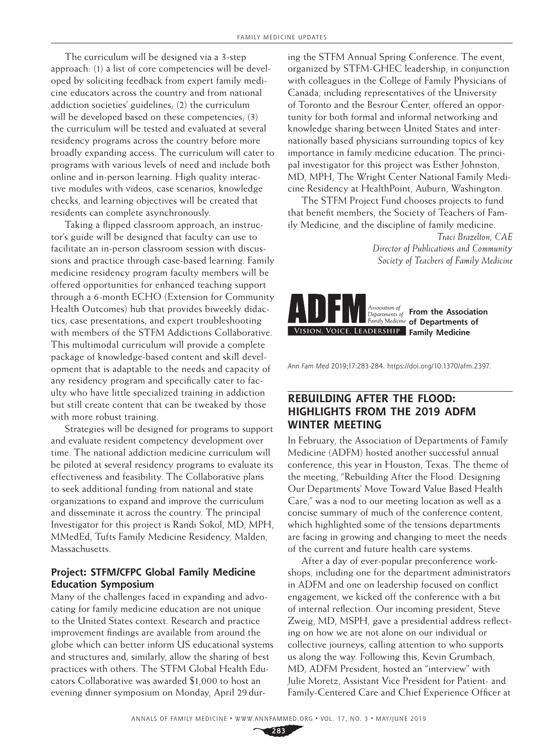The curriculum will be designed via a 3-step approach: (1) a list of core competencies will be developed by soliciting feedback from expert family medicine educators across the country and from national addiction societies' guidelines; (2) the curriculum will be developed based on these competencies; (3) the curriculum will be tested and evaluated at several residency programs across the country before more broadly expanding access. The curriculum will cater to programs with various levels of need and include both online and in-person learning. High quality interactive modules with videos, case scenarios, knowledge checks, and learning objectives will be created that residents can complete asynchronously.

Taking a flipped classroom approach, an instructor's guide will be designed that faculty can use to facilitate an in-person classroom session with discussions and practice through case-based learning. Family medicine residency program faculty members will be offered opportunities for enhanced teaching support through a 6-month ECHO (Extension for Community Health Outcomes) hub that provides biweekly didactics, case presentations, and expert troubleshooting with members of the STFM Addictions Collaborative. This multimodal curriculum will provide a complete package of knowledge-based content and skill development that is adaptable to the needs and capacity of any residency program and specifically cater to faculty who have little specialized training in addiction but still create content that can be tweaked by those with more robust training.

Strategies will be designed for programs to support and evaluate resident competency development over time. The national addiction medicine curriculum will be piloted at several residency programs to evaluate its effectiveness and feasibility. The Collaborative plans to seek additional funding from national and state organizations to expand and improve the curriculum and disseminate it across the country. The principal Investigator for this project is Randi Sokol, MD, MPH, MMedEd, Tufts Family Medicine Residency, Malden, Massachusetts.

### Project: STFM/CFPC Global Family Medicine Education Symposium

Many of the challenges faced in expanding and advocating for family medicine education are not unique to the United States context. Research and practice improvement findings are available from around the globe which can better inform US educational systems and structures and, similarly, allow the sharing of best practices with others. The STFM Global Health Educators Collaborative was awarded $1,000 to host an evening dinner symposium on Monday, April 29 during the STFM Annual Spring Conference. The event, organized by STFM-GHEC leadership, in conjunction with colleagues in the College of Family Physicians of Canada, including representatives of the University of Toronto and the Besrour Center, offered an opportunity for both formal and informal networking and knowledge sharing between United States and internationally based physicians surrounding topics of key importance in family medicine education. The principal investigator for this project was Esther Johnston, MD, MPH, The Wright Center National Family Medicine Residency at HealthPoint, Auburn, Washington.

The STFM Project Fund chooses projects to fund that benefit members, the Society of Teachers of Family Medicine, and the discipline of family medicine.

*Traci Brazelton, CAE*
*Director of Publications and Community*
*Society of Teachers of Family Medicine*

**ADFM** Association of Departments of Family Medicine — VISION, VOICE, LEADERSHIP

**From the Association of Departments of Family Medicine**

*Ann Fam Med* 2019;17:283-284. https://doi.org/10.1370/afm.2397.

## REBUILDING AFTER THE FLOOD: HIGHLIGHTS FROM THE 2019 ADFM WINTER MEETING

In February, the Association of Departments of Family Medicine (ADFM) hosted another successful annual conference, this year in Houston, Texas. The theme of the meeting, "Rebuilding After the Flood: Designing Our Departments' Move Toward Value Based Health Care," was a nod to our meeting location as well as a concise summary of much of the conference content, which highlighted some of the tensions departments are facing in growing and changing to meet the needs of the current and future health care systems.

After a day of ever-popular preconference workshops, including one for the department administrators in ADFM and one on leadership focused on conflict engagement, we kicked off the conference with a bit of internal reflection. Our incoming president, Steve Zweig, MD, MSPH, gave a presidential address reflecting on how we are not alone on our individual or collective journeys, calling attention to who supports us along the way. Following this, Kevin Grumbach, MD, ADFM President, hosted an "interview" with Julie Moretz, Assistant Vice President for Patient- and Family-Centered Care and Chief Experience Officer at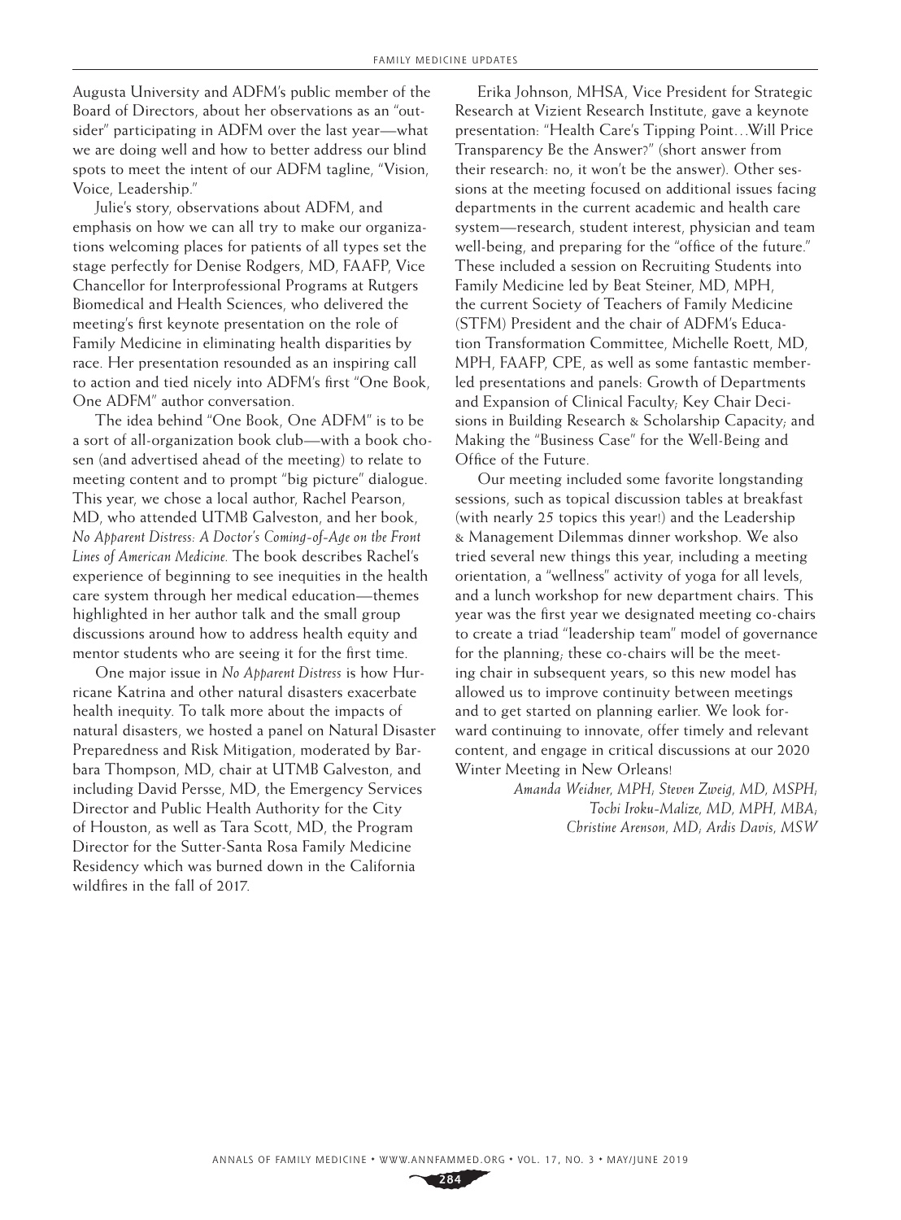Augusta University and ADFM's public member of the Board of Directors, about her observations as an "outsider" participating in ADFM over the last year—what we are doing well and how to better address our blind spots to meet the intent of our ADFM tagline, "Vision, Voice, Leadership."

Julie's story, observations about ADFM, and emphasis on how we can all try to make our organizations welcoming places for patients of all types set the stage perfectly for Denise Rodgers, MD, FAAFP, Vice Chancellor for Interprofessional Programs at Rutgers Biomedical and Health Sciences, who delivered the meeting's first keynote presentation on the role of Family Medicine in eliminating health disparities by race. Her presentation resounded as an inspiring call to action and tied nicely into ADFM's first "One Book, One ADFM" author conversation.

The idea behind "One Book, One ADFM" is to be a sort of all-organization book club—with a book chosen (and advertised ahead of the meeting) to relate to meeting content and to prompt "big picture" dialogue. This year, we chose a local author, Rachel Pearson, MD, who attended UTMB Galveston, and her book, *No Apparent Distress: A Doctor's Coming-of-Age on the Front Lines of American Medicine.* The book describes Rachel's experience of beginning to see inequities in the health care system through her medical education—themes highlighted in her author talk and the small group discussions around how to address health equity and mentor students who are seeing it for the first time.

One major issue in *No Apparent Distress* is how Hurricane Katrina and other natural disasters exacerbate health inequity. To talk more about the impacts of natural disasters, we hosted a panel on Natural Disaster Preparedness and Risk Mitigation, moderated by Barbara Thompson, MD, chair at UTMB Galveston, and including David Persse, MD, the Emergency Services Director and Public Health Authority for the City of Houston, as well as Tara Scott, MD, the Program Director for the Sutter-Santa Rosa Family Medicine Residency which was burned down in the California wildfires in the fall of 2017.

Erika Johnson, MHSA, Vice President for Strategic Research at Vizient Research Institute, gave a keynote presentation: "Health Care's Tipping Point…Will Price Transparency Be the Answer?" (short answer from their research: no, it won't be the answer). Other sessions at the meeting focused on additional issues facing departments in the current academic and health care system—research, student interest, physician and team well-being, and preparing for the "office of the future." These included a session on Recruiting Students into Family Medicine led by Beat Steiner, MD, MPH, the current Society of Teachers of Family Medicine (STFM) President and the chair of ADFM's Education Transformation Committee, Michelle Roett, MD, MPH, FAAFP, CPE, as well as some fantastic member-led presentations and panels: Growth of Departments and Expansion of Clinical Faculty; Key Chair Decisions in Building Research & Scholarship Capacity; and Making the "Business Case" for the Well-Being and Office of the Future.

Our meeting included some favorite longstanding sessions, such as topical discussion tables at breakfast (with nearly 25 topics this year!) and the Leadership & Management Dilemmas dinner workshop. We also tried several new things this year, including a meeting orientation, a "wellness" activity of yoga for all levels, and a lunch workshop for new department chairs. This year was the first year we designated meeting co-chairs to create a triad "leadership team" model of governance for the planning; these co-chairs will be the meeting chair in subsequent years, so this new model has allowed us to improve continuity between meetings and to get started on planning earlier. We look forward continuing to innovate, offer timely and relevant content, and engage in critical discussions at our 2020 Winter Meeting in New Orleans!

*Amanda Weidner, MPH; Steven Zweig, MD, MSPH; Tochi Iroku-Malize, MD, MPH, MBA; Christine Arenson, MD; Ardis Davis, MSW*